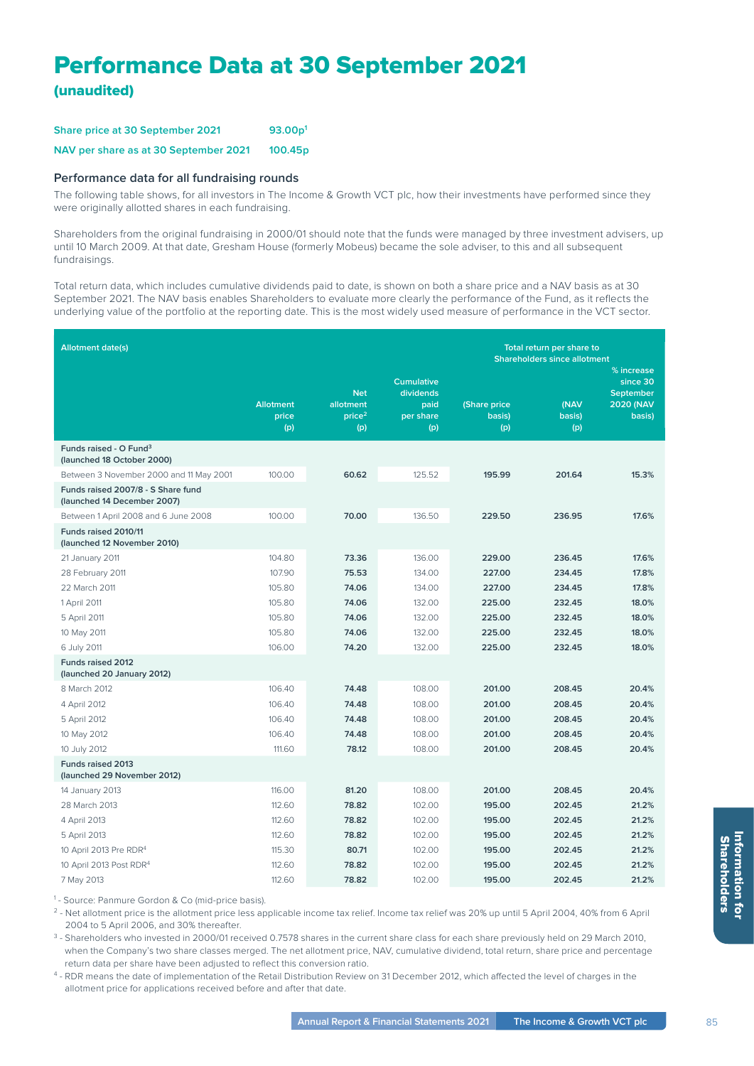# Performance Data at 30 September 2021

## (unaudited)

**Share price at 30 September 2021** 93.00p[1]

**NAV per share as at 30 September 2021** 100.45p

### Performance data for all fundraising rounds

The following table shows, for all investors in The Income & Growth VCT plc, how their investments have performed since they were originally allotted shares in each fundraising.

Shareholders from the original fundraising in 2000/01 should note that the funds were managed by three investment advisers, up until 10 March 2009. At that date, Gresham House (formerly Mobeus) became the sole adviser, to this and all subsequent fundraisings.

Total return data, which includes cumulative dividends paid to date, is shown on both a share price and a NAV basis as at 30 September 2021. The NAV basis enables Shareholders to evaluate more clearly the performance of the Fund, as it reflects the underlying value of the portfolio at the reporting date. This is the most widely used measure of performance in the VCT sector.

| Allotment date(s) | Allotment price (p) | Net allotment price[2] (p) | Cumulative dividends paid per share (p) | Total return per share to Shareholders since allotment (Share price basis) (p) | (NAV basis) (p) | % increase since 30 September 2020 (NAV basis) |
|---|---|---|---|---|---|---|
| **Funds raised - O Fund[3] (launched 18 October 2000)** | | | | | | |
| Between 3 November 2000 and 11 May 2001 | 100.00 | **60.62** | 125.52 | **195.99** | **201.64** | **15.3%** |
| **Funds raised 2007/8 - S Share fund (launched 14 December 2007)** | | | | | | |
| Between 1 April 2008 and 6 June 2008 | 100.00 | **70.00** | 136.50 | **229.50** | **236.95** | **17.6%** |
| **Funds raised 2010/11 (launched 12 November 2010)** | | | | | | |
| 21 January 2011 | 104.80 | **73.36** | 136.00 | **229.00** | **236.45** | **17.6%** |
| 28 February 2011 | 107.90 | **75.53** | 134.00 | **227.00** | **234.45** | **17.8%** |
| 22 March 2011 | 105.80 | **74.06** | 134.00 | **227.00** | **234.45** | **17.8%** |
| 1 April 2011 | 105.80 | **74.06** | 132.00 | **225.00** | **232.45** | **18.0%** |
| 5 April 2011 | 105.80 | **74.06** | 132.00 | **225.00** | **232.45** | **18.0%** |
| 10 May 2011 | 105.80 | **74.06** | 132.00 | **225.00** | **232.45** | **18.0%** |
| 6 July 2011 | 106.00 | **74.20** | 132.00 | **225.00** | **232.45** | **18.0%** |
| **Funds raised 2012 (launched 20 January 2012)** | | | | | | |
| 8 March 2012 | 106.40 | **74.48** | 108.00 | **201.00** | **208.45** | **20.4%** |
| 4 April 2012 | 106.40 | **74.48** | 108.00 | **201.00** | **208.45** | **20.4%** |
| 5 April 2012 | 106.40 | **74.48** | 108.00 | **201.00** | **208.45** | **20.4%** |
| 10 May 2012 | 106.40 | **74.48** | 108.00 | **201.00** | **208.45** | **20.4%** |
| 10 July 2012 | 111.60 | **78.12** | 108.00 | **201.00** | **208.45** | **20.4%** |
| **Funds raised 2013 (launched 29 November 2012)** | | | | | | |
| 14 January 2013 | 116.00 | **81.20** | 108.00 | **201.00** | **208.45** | **20.4%** |
| 28 March 2013 | 112.60 | **78.82** | 102.00 | **195.00** | **202.45** | **21.2%** |
| 4 April 2013 | 112.60 | **78.82** | 102.00 | **195.00** | **202.45** | **21.2%** |
| 5 April 2013 | 112.60 | **78.82** | 102.00 | **195.00** | **202.45** | **21.2%** |
| 10 April 2013 Pre RDR[4] | 115.30 | **80.71** | 102.00 | **195.00** | **202.45** | **21.2%** |
| 10 April 2013 Post RDR[4] | 112.60 | **78.82** | 102.00 | **195.00** | **202.45** | **21.2%** |
| 7 May 2013 | 112.60 | **78.82** | 102.00 | **195.00** | **202.45** | **21.2%** |

[1] - Source: Panmure Gordon & Co (mid-price basis).

[2] - Net allotment price is the allotment price less applicable income tax relief. Income tax relief was 20% up until 5 April 2004, 40% from 6 April 2004 to 5 April 2006, and 30% thereafter.

[3] - Shareholders who invested in 2000/01 received 0.7578 shares in the current share class for each share previously held on 29 March 2010, when the Company's two share classes merged. The net allotment price, NAV, cumulative dividend, total return, share price and percentage return data per share have been adjusted to reflect this conversion ratio.

[4] - RDR means the date of implementation of the Retail Distribution Review on 31 December 2012, which affected the level of charges in the allotment price for applications received before and after that date.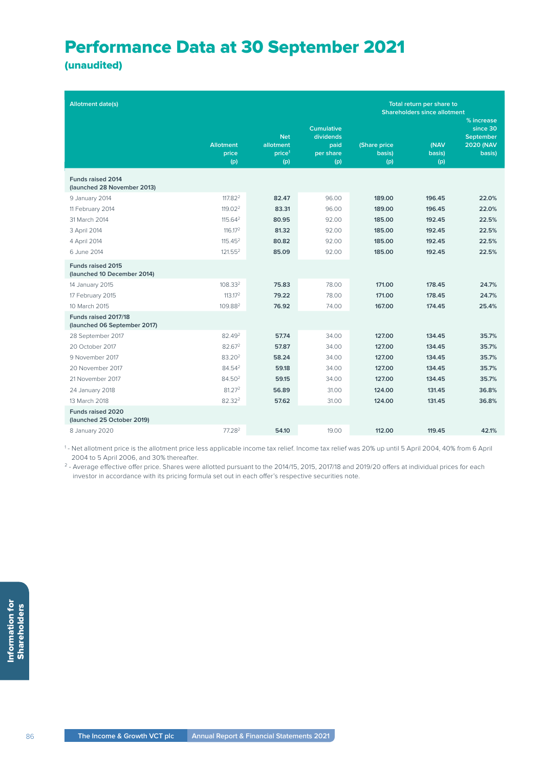# Performance Data at 30 September 2021

## (unaudited)

| Allotment date(s) | Allotment price (p) | Net allotment price[1] (p) | Cumulative dividends paid per share (p) | Total return per share to Shareholders since allotment (Share price basis) (p) | (NAV basis) (p) | % increase since 30 September 2020 (NAV basis) |
|---|---|---|---|---|---|---|
| **Funds raised 2014 (launched 28 November 2013)** | | | | | | |
| 9 January 2014 | 117.82[2] | **82.47** | 96.00 | **189.00** | **196.45** | **22.0%** |
| 11 February 2014 | 119.02[2] | **83.31** | 96.00 | **189.00** | **196.45** | **22.0%** |
| 31 March 2014 | 115.64[2] | **80.95** | 92.00 | **185.00** | **192.45** | **22.5%** |
| 3 April 2014 | 116.17[2] | **81.32** | 92.00 | **185.00** | **192.45** | **22.5%** |
| 4 April 2014 | 115.45[2] | **80.82** | 92.00 | **185.00** | **192.45** | **22.5%** |
| 6 June 2014 | 121.55[2] | **85.09** | 92.00 | **185.00** | **192.45** | **22.5%** |
| **Funds raised 2015 (launched 10 December 2014)** | | | | | | |
| 14 January 2015 | 108.33[2] | **75.83** | 78.00 | **171.00** | **178.45** | **24.7%** |
| 17 February 2015 | 113.17[2] | **79.22** | 78.00 | **171.00** | **178.45** | **24.7%** |
| 10 March 2015 | 109.88[2] | **76.92** | 74.00 | **167.00** | **174.45** | **25.4%** |
| **Funds raised 2017/18 (launched 06 September 2017)** | | | | | | |
| 28 September 2017 | 82.49[2] | **57.74** | 34.00 | **127.00** | **134.45** | **35.7%** |
| 20 October 2017 | 82.67[2] | **57.87** | 34.00 | **127.00** | **134.45** | **35.7%** |
| 9 November 2017 | 83.20[2] | **58.24** | 34.00 | **127.00** | **134.45** | **35.7%** |
| 20 November 2017 | 84.54[2] | **59.18** | 34.00 | **127.00** | **134.45** | **35.7%** |
| 21 November 2017 | 84.50[2] | **59.15** | 34.00 | **127.00** | **134.45** | **35.7%** |
| 24 January 2018 | 81.27[2] | **56.89** | 31.00 | **124.00** | **131.45** | **36.8%** |
| 13 March 2018 | 82.32[2] | **57.62** | 31.00 | **124.00** | **131.45** | **36.8%** |
| **Funds raised 2020 (launched 25 October 2019)** | | | | | | |
| 8 January 2020 | 77.28[2] | **54.10** | 19.00 | **112.00** | **119.45** | **42.1%** |

[1] - Net allotment price is the allotment price less applicable income tax relief. Income tax relief was 20% up until 5 April 2004, 40% from 6 April 2004 to 5 April 2006, and 30% thereafter.

[2] - Average effective offer price. Shares were allotted pursuant to the 2014/15, 2015, 2017/18 and 2019/20 offers at individual prices for each investor in accordance with its pricing formula set out in each offer's respective securities note.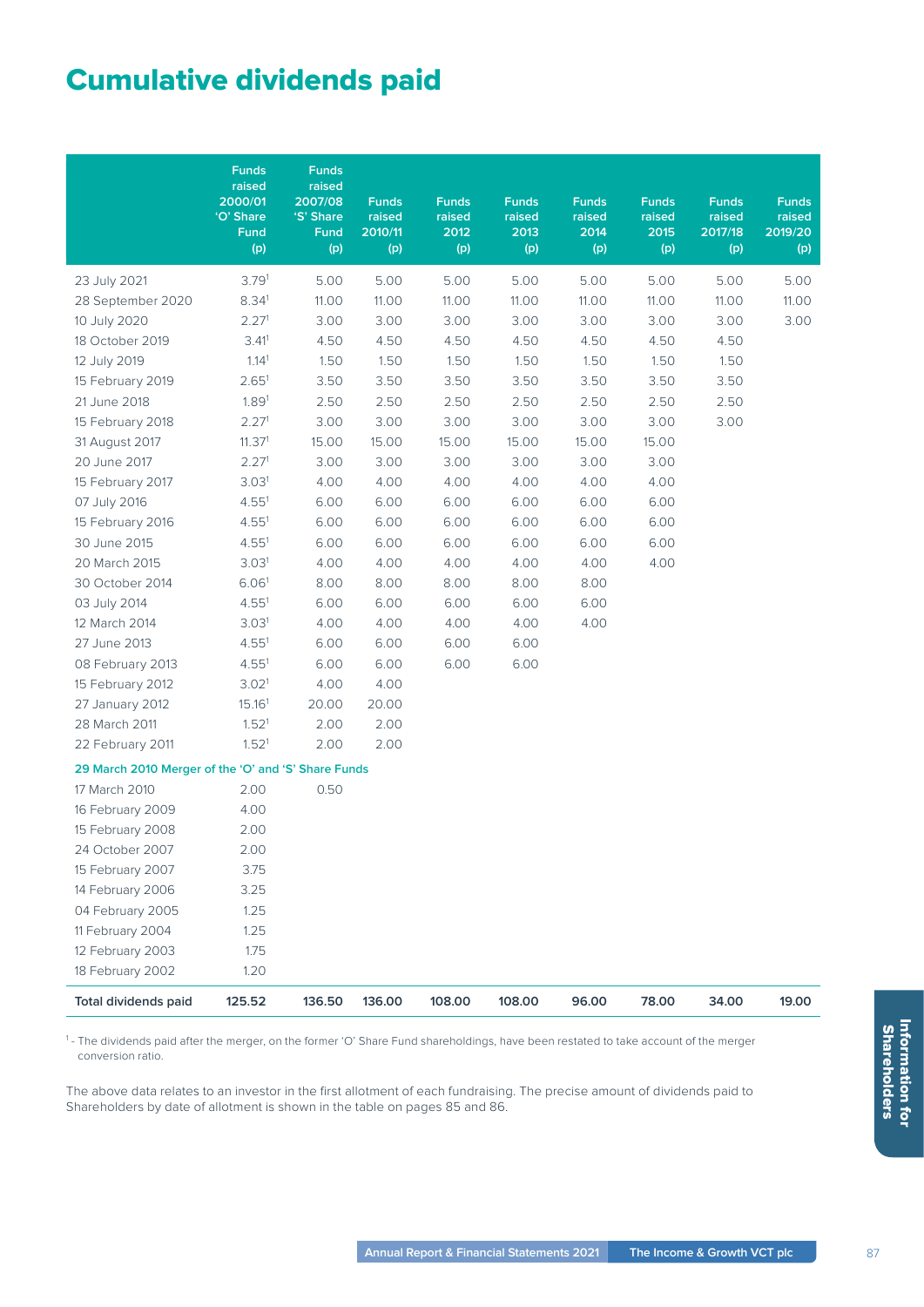# Cumulative dividends paid

| | Funds raised 2000/01 'O' Share Fund (p) | Funds raised 2007/08 'S' Share Fund (p) | Funds raised 2010/11 (p) | Funds raised 2012 (p) | Funds raised 2013 (p) | Funds raised 2014 (p) | Funds raised 2015 (p) | Funds raised 2017/18 (p) | Funds raised 2019/20 (p) |
|---|---|---|---|---|---|---|---|---|---|
| 23 July 2021 | 3.79[1] | 5.00 | 5.00 | 5.00 | 5.00 | 5.00 | 5.00 | 5.00 | 5.00 |
| 28 September 2020 | 8.34[1] | 11.00 | 11.00 | 11.00 | 11.00 | 11.00 | 11.00 | 11.00 | 11.00 |
| 10 July 2020 | 2.27[1] | 3.00 | 3.00 | 3.00 | 3.00 | 3.00 | 3.00 | 3.00 | 3.00 |
| 18 October 2019 | 3.41[1] | 4.50 | 4.50 | 4.50 | 4.50 | 4.50 | 4.50 | 4.50 | |
| 12 July 2019 | 1.14[1] | 1.50 | 1.50 | 1.50 | 1.50 | 1.50 | 1.50 | 1.50 | |
| 15 February 2019 | 2.65[1] | 3.50 | 3.50 | 3.50 | 3.50 | 3.50 | 3.50 | 3.50 | |
| 21 June 2018 | 1.89[1] | 2.50 | 2.50 | 2.50 | 2.50 | 2.50 | 2.50 | 2.50 | |
| 15 February 2018 | 2.27[1] | 3.00 | 3.00 | 3.00 | 3.00 | 3.00 | 3.00 | 3.00 | |
| 31 August 2017 | 11.37[1] | 15.00 | 15.00 | 15.00 | 15.00 | 15.00 | 15.00 | | |
| 20 June 2017 | 2.27[1] | 3.00 | 3.00 | 3.00 | 3.00 | 3.00 | 3.00 | | |
| 15 February 2017 | 3.03[1] | 4.00 | 4.00 | 4.00 | 4.00 | 4.00 | 4.00 | | |
| 07 July 2016 | 4.55[1] | 6.00 | 6.00 | 6.00 | 6.00 | 6.00 | 6.00 | | |
| 15 February 2016 | 4.55[1] | 6.00 | 6.00 | 6.00 | 6.00 | 6.00 | 6.00 | | |
| 30 June 2015 | 4.55[1] | 6.00 | 6.00 | 6.00 | 6.00 | 6.00 | 6.00 | | |
| 20 March 2015 | 3.03[1] | 4.00 | 4.00 | 4.00 | 4.00 | 4.00 | 4.00 | | |
| 30 October 2014 | 6.06[1] | 8.00 | 8.00 | 8.00 | 8.00 | 8.00 | | | |
| 03 July 2014 | 4.55[1] | 6.00 | 6.00 | 6.00 | 6.00 | 6.00 | | | |
| 12 March 2014 | 3.03[1] | 4.00 | 4.00 | 4.00 | 4.00 | 4.00 | | | |
| 27 June 2013 | 4.55[1] | 6.00 | 6.00 | 6.00 | 6.00 | | | | |
| 08 February 2013 | 4.55[1] | 6.00 | 6.00 | 6.00 | 6.00 | | | | |
| 15 February 2012 | 3.02[1] | 4.00 | 4.00 | | | | | | |
| 27 January 2012 | 15.16[1] | 20.00 | 20.00 | | | | | | |
| 28 March 2011 | 1.52[1] | 2.00 | 2.00 | | | | | | |
| 22 February 2011 | 1.52[1] | 2.00 | 2.00 | | | | | | |
| **29 March 2010 Merger of the 'O' and 'S' Share Funds** | | | | | | | | | |
| 17 March 2010 | 2.00 | 0.50 | | | | | | | |
| 16 February 2009 | 4.00 | | | | | | | | |
| 15 February 2008 | 2.00 | | | | | | | | |
| 24 October 2007 | 2.00 | | | | | | | | |
| 15 February 2007 | 3.75 | | | | | | | | |
| 14 February 2006 | 3.25 | | | | | | | | |
| 04 February 2005 | 1.25 | | | | | | | | |
| 11 February 2004 | 1.25 | | | | | | | | |
| 12 February 2003 | 1.75 | | | | | | | | |
| 18 February 2002 | 1.20 | | | | | | | | |
| **Total dividends paid** | **125.52** | **136.50** | **136.00** | **108.00** | **108.00** | **96.00** | **78.00** | **34.00** | **19.00** |

[1] - The dividends paid after the merger, on the former 'O' Share Fund shareholdings, have been restated to take account of the merger conversion ratio.

The above data relates to an investor in the first allotment of each fundraising. The precise amount of dividends paid to Shareholders by date of allotment is shown in the table on pages 85 and 86.